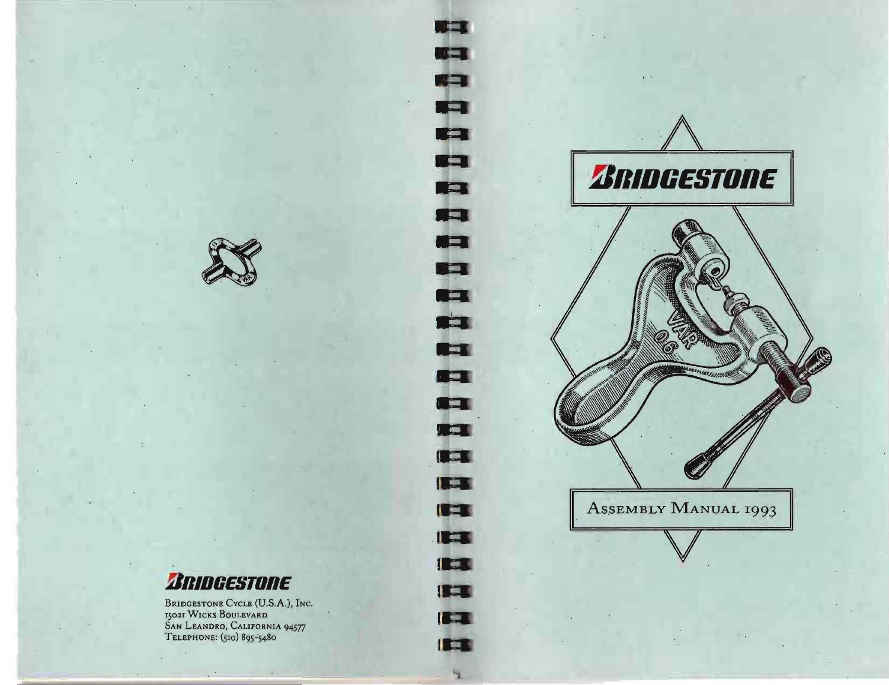**BRIDGESTONE**

Bridgestone Cycle (U.S.A.), Inc.
15021 Wicks Boulevard
San Leandro, California 94577
Telephone: (510) 895-5480

# BRIDGESTONE

## Assembly Manual 1993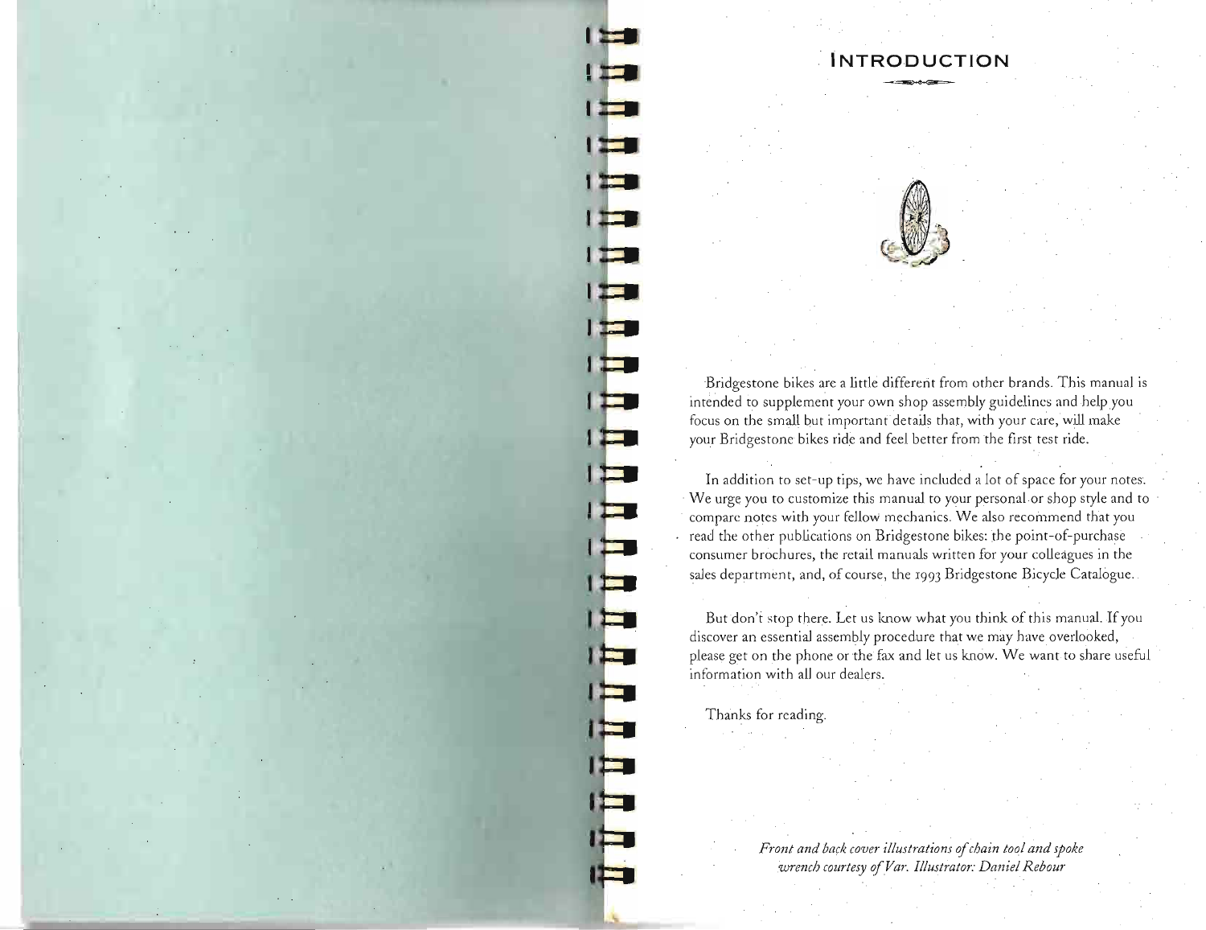# INTRODUCTION

Bridgestone bikes are a little different from other brands. This manual is intended to supplement your own shop assembly guidelines and help you focus on the small but important details that, with your care, will make your Bridgestone bikes ride and feel better from the first test ride.

In addition to set-up tips, we have included a lot of space for your notes. We urge you to customize this manual to your personal or shop style and to compare notes with your fellow mechanics. We also recommend that you read the other publications on Bridgestone bikes: the point-of-purchase consumer brochures, the retail manuals written for your colleagues in the sales department, and, of course, the 1993 Bridgestone Bicycle Catalogue.

But don't stop there. Let us know what you think of this manual. If you discover an essential assembly procedure that we may have overlooked, please get on the phone or the fax and let us know. We want to share useful information with all our dealers.

Thanks for reading.

*Front and back cover illustrations of chain tool and spoke wrench courtesy of Var. Illustrator: Daniel Rebour*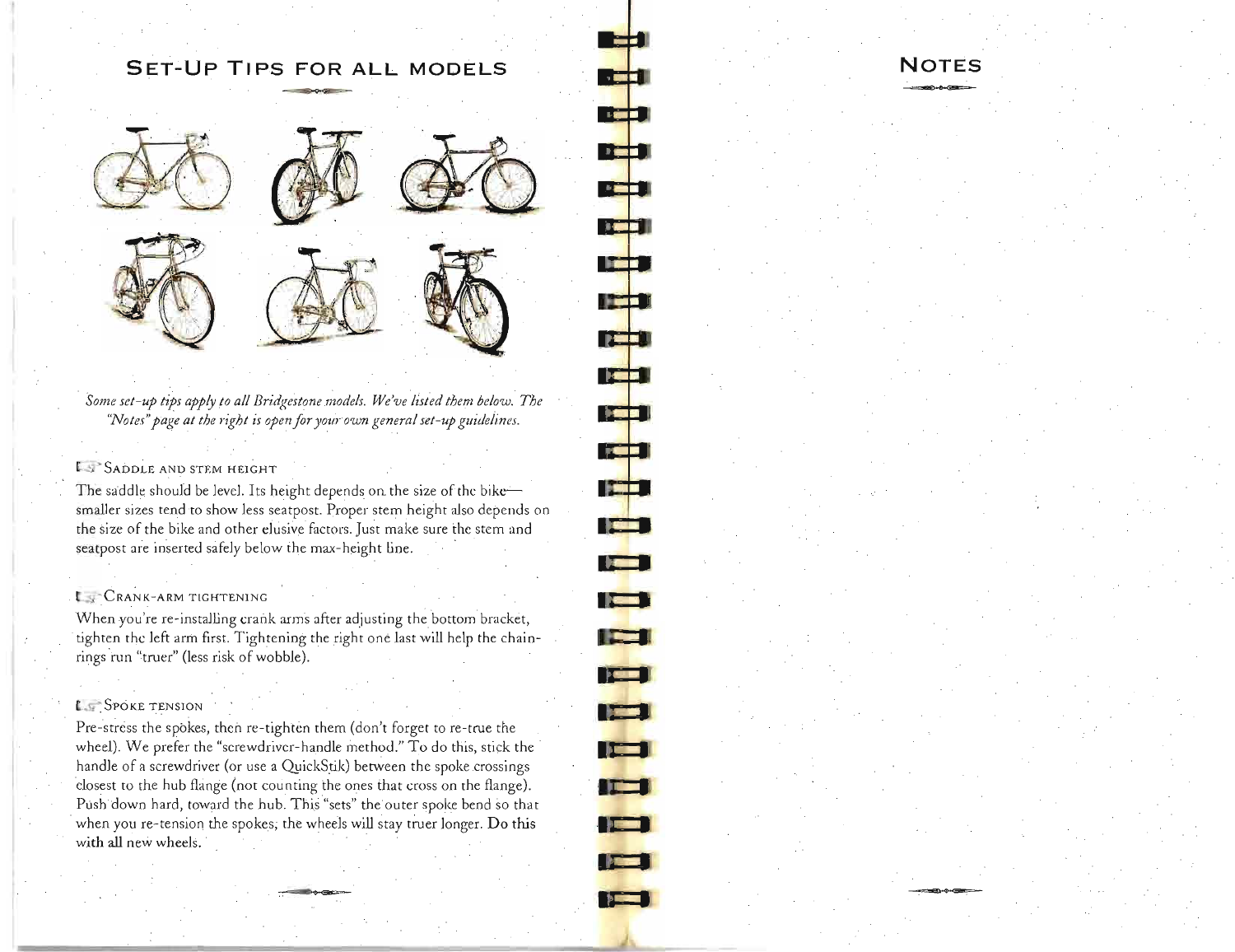# Set-Up Tips for All Models

*Some set-up tips apply to all Bridgestone models. We've listed them below. The "Notes" page at the right is open for your own general set-up guidelines.*

## Saddle and stem height

The saddle should be level. Its height depends on the size of the bike—smaller sizes tend to show less seatpost. Proper stem height also depends on the size of the bike and other elusive factors. Just make sure the stem and seatpost are inserted safely below the max-height line.

## Crank-arm tightening

When you're re-installing crank arms after adjusting the bottom bracket, tighten the left arm first. Tightening the right one last will help the chain-rings run "truer" (less risk of wobble).

## Spoke tension

Pre-stress the spokes, then re-tighten them (don't forget to re-true the wheel). We prefer the "screwdriver-handle method." To do this, stick the handle of a screwdriver (or use a QuickStik) between the spoke crossings closest to the hub flange (not counting the ones that cross on the flange). Push down hard, toward the hub. This "sets" the outer spoke bend so that when you re-tension the spokes, the wheels will stay truer longer. Do this with all new wheels.

# Notes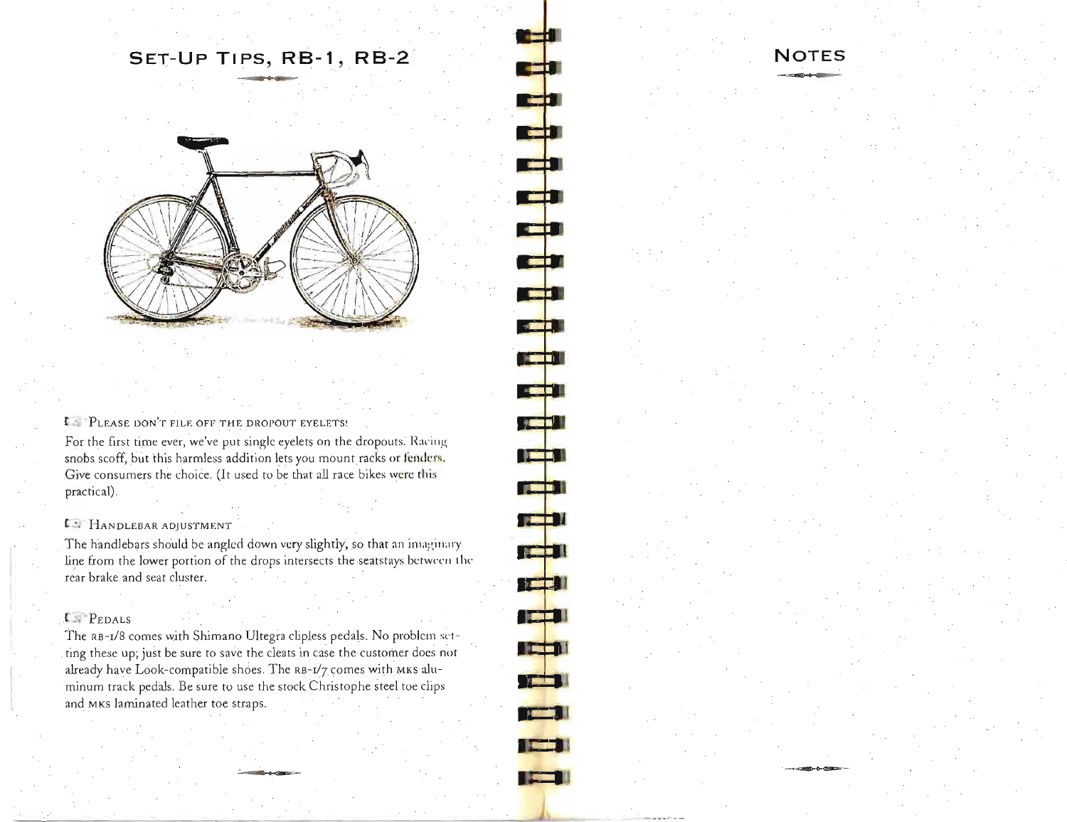## Set-Up Tips, RB-1, RB-2

**Please don't file off the dropout eyelets!**

For the first time ever, we've put single eyelets on the dropouts. Racing snobs scoff, but this harmless addition lets you mount racks or fenders. Give consumers the choice. (It used to be that all race bikes were this practical).

**Handlebar adjustment**

The handlebars should be angled down very slightly, so that an imaginary line from the lower portion of the drops intersects the seatstays between the rear brake and seat cluster.

**Pedals**

The RB-1/8 comes with Shimano Ultegra clipless pedals. No problem setting these up; just be sure to save the cleats in case the customer does not already have Look-compatible shoes. The RB-1/7 comes with MKS aluminum track pedals. Be sure to use the stock Christophe steel toe clips and MKS laminated leather toe straps.

## Notes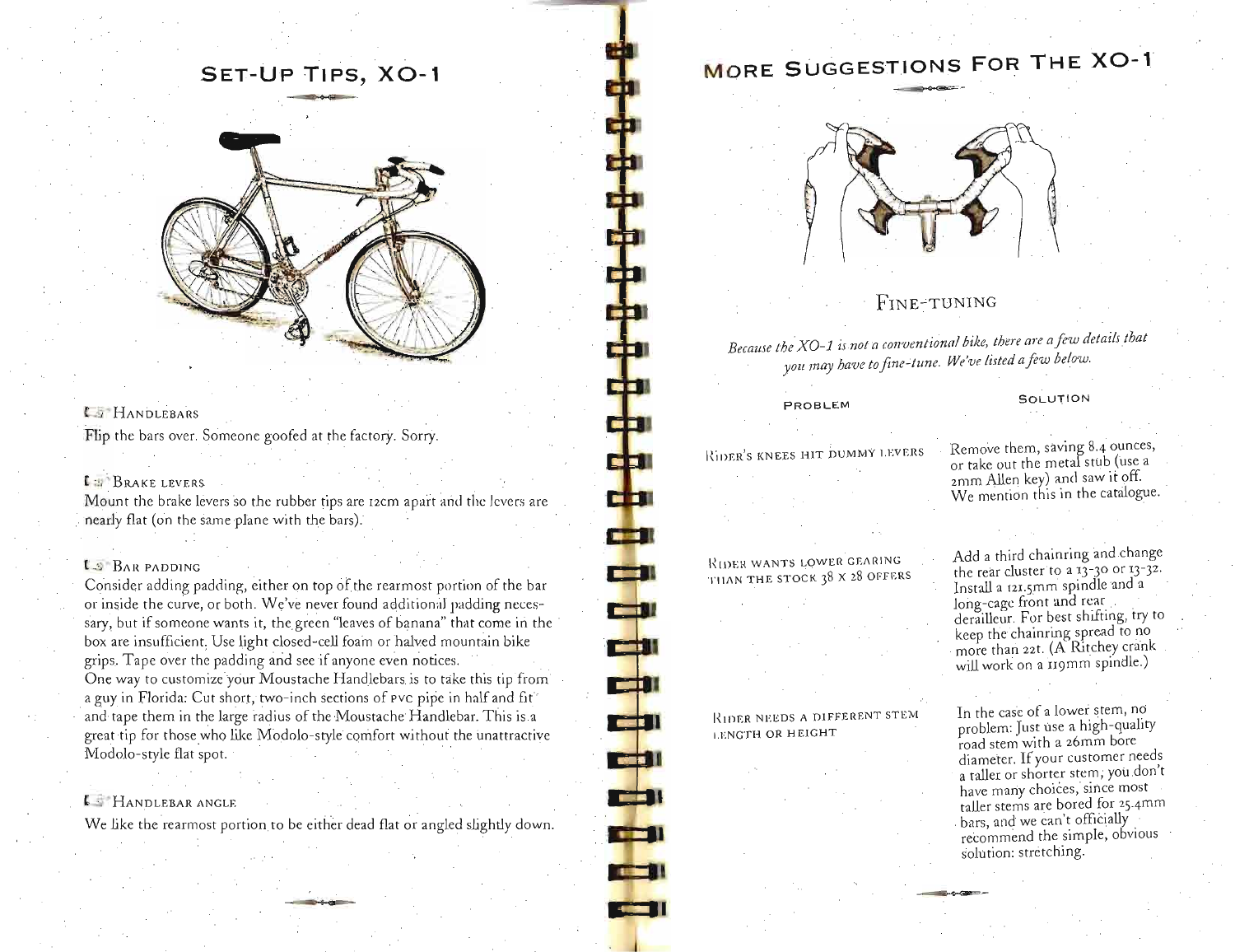## Set-Up Tips, XO-1

### Handlebars

Flip the bars over. Someone goofed at the factory. Sorry.

### Brake Levers

Mount the brake levers so the rubber tips are 12cm apart and the levers are nearly flat (on the same plane with the bars).

### Bar Padding

Consider adding padding, either on top of the rearmost portion of the bar or inside the curve, or both. We've never found additional padding necessary, but if someone wants it, the green "leaves of banana" that come in the box are insufficient. Use light closed-cell foam or halved mountain bike grips. Tape over the padding and see if anyone even notices.

One way to customize your Moustache Handlebars is to take this tip from a guy in Florida: Cut short, two-inch sections of PVC pipe in half and fit and tape them in the large radius of the Moustache Handlebar. This is a great tip for those who like Modolo-style comfort without the unattractive Modolo-style flat spot.

### Handlebar Angle

We like the rearmost portion to be either dead flat or angled slightly down.

## More Suggestions For The XO-1

### Fine-Tuning

*Because the XO-1 is not a conventional bike, there are a few details that you may have to fine-tune. We've listed a few below.*

| Problem | Solution |
|---|---|
| Rider's knees hit dummy levers | Remove them, saving 8.4 ounces, or take out the metal stub (use a 2mm Allen key) and saw it off. We mention this in the catalogue. |
| Rider wants lower gearing than the stock 38 x 28 offers | Add a third chainring and change the rear cluster to a 13-30 or 13-32. Install a 121.5mm spindle and a long-cage front and rear derailleur. For best shifting, try to keep the chainring spread to no more than 22t. (A Ritchey crank will work on a 119mm spindle.) |
| Rider needs a different stem length or height | In the case of a lower stem, no problem: Just use a high-quality road stem with a 26mm bore diameter. If your customer needs a taller or shorter stem, you don't have many choices, since most taller stems are bored for 25.4mm bars, and we can't officially recommend the simple, obvious solution: stretching. |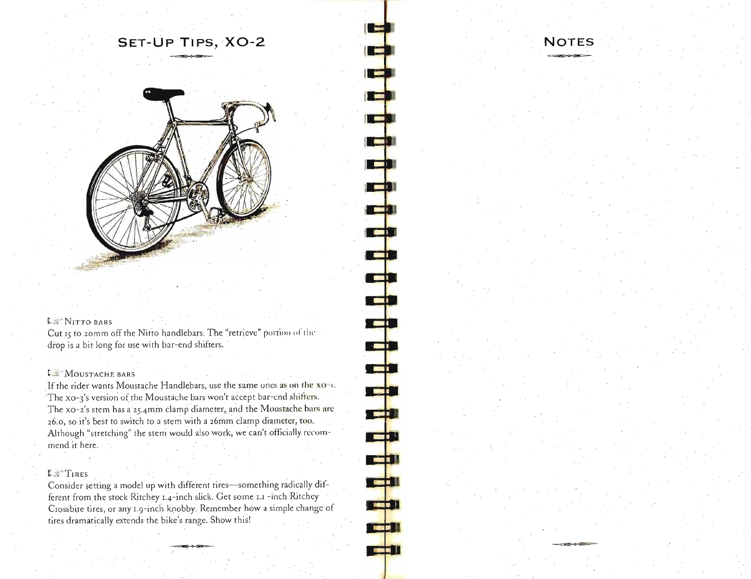## SET-UP TIPS, XO-2

**NITTO BARS**

Cut 15 to 20mm off the Nitto handlebars. The "retrieve" portion of the drop is a bit long for use with bar-end shifters.

**MOUSTACHE BARS**

If the rider wants Moustache Handlebars, use the same ones as on the XO-1. The XO-3's version of the Moustache bars won't accept bar-end shifters. The XO-2's stem has a 25.4mm clamp diameter, and the Moustache bars are 26.0, so it's best to switch to a stem with a 26mm clamp diameter, too. Although "stretching" the stem would also work, we can't officially recommend it here.

**TIRES**

Consider setting a model up with different tires—something radically different from the stock Ritchey 1.4-inch slick. Get some 1.1 -inch Ritchey Crossbite tires, or any 1.9-inch knobby. Remember how a simple change of tires dramatically extends the bike's range. Show this!

## NOTES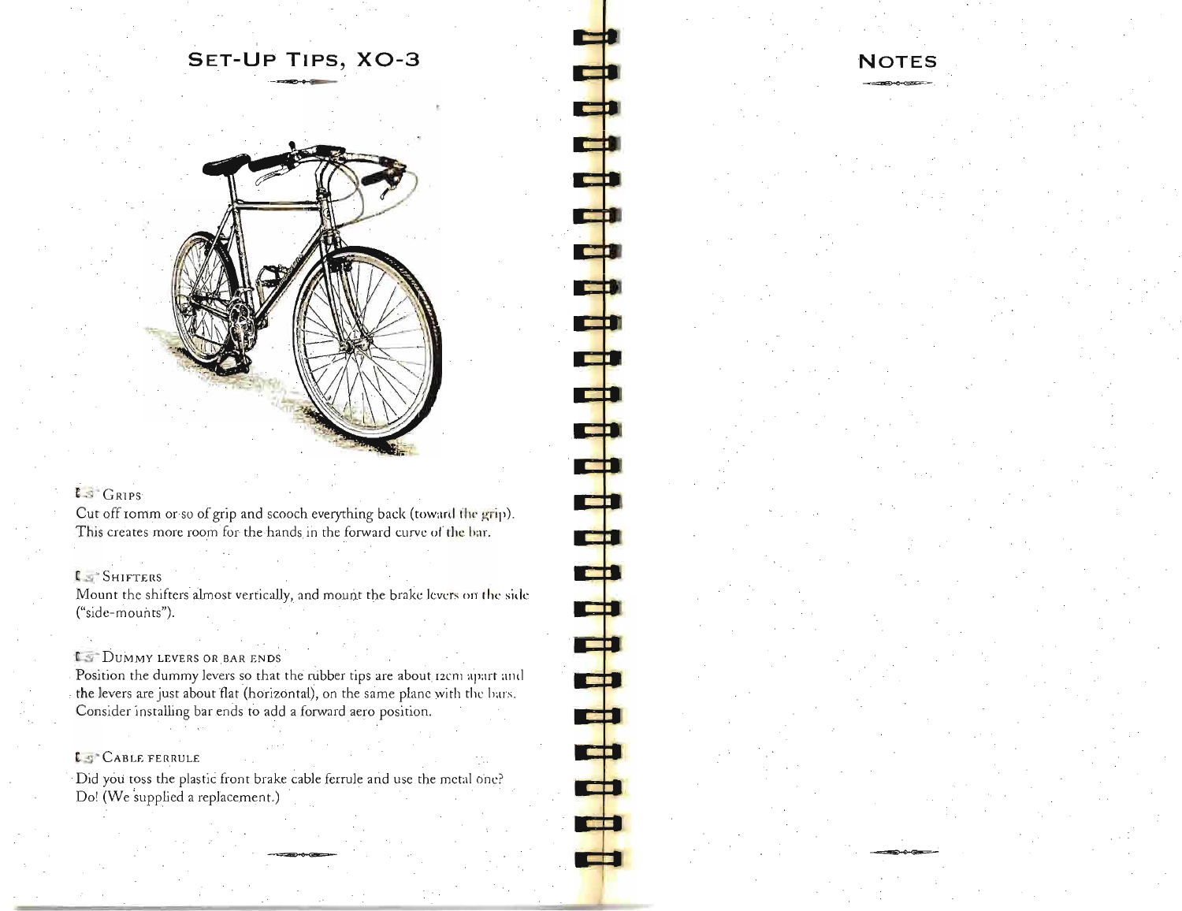## Set-Up Tips, XO-3

**Grips**
Cut off 10mm or so of grip and scooch everything back (toward the grip). This creates more room for the hands in the forward curve of the bar.

**Shifters**
Mount the shifters almost vertically, and mount the brake levers on the side ("side-mounts").

**Dummy levers or bar ends**
Position the dummy levers so that the rubber tips are about 12cm apart and the levers are just about flat (horizontal), on the same plane with the bars. Consider installing bar ends to add a forward aero position.

**Cable ferrule**
Did you toss the plastic front brake cable ferrule and use the metal one? Do! (We supplied a replacement.)

## Notes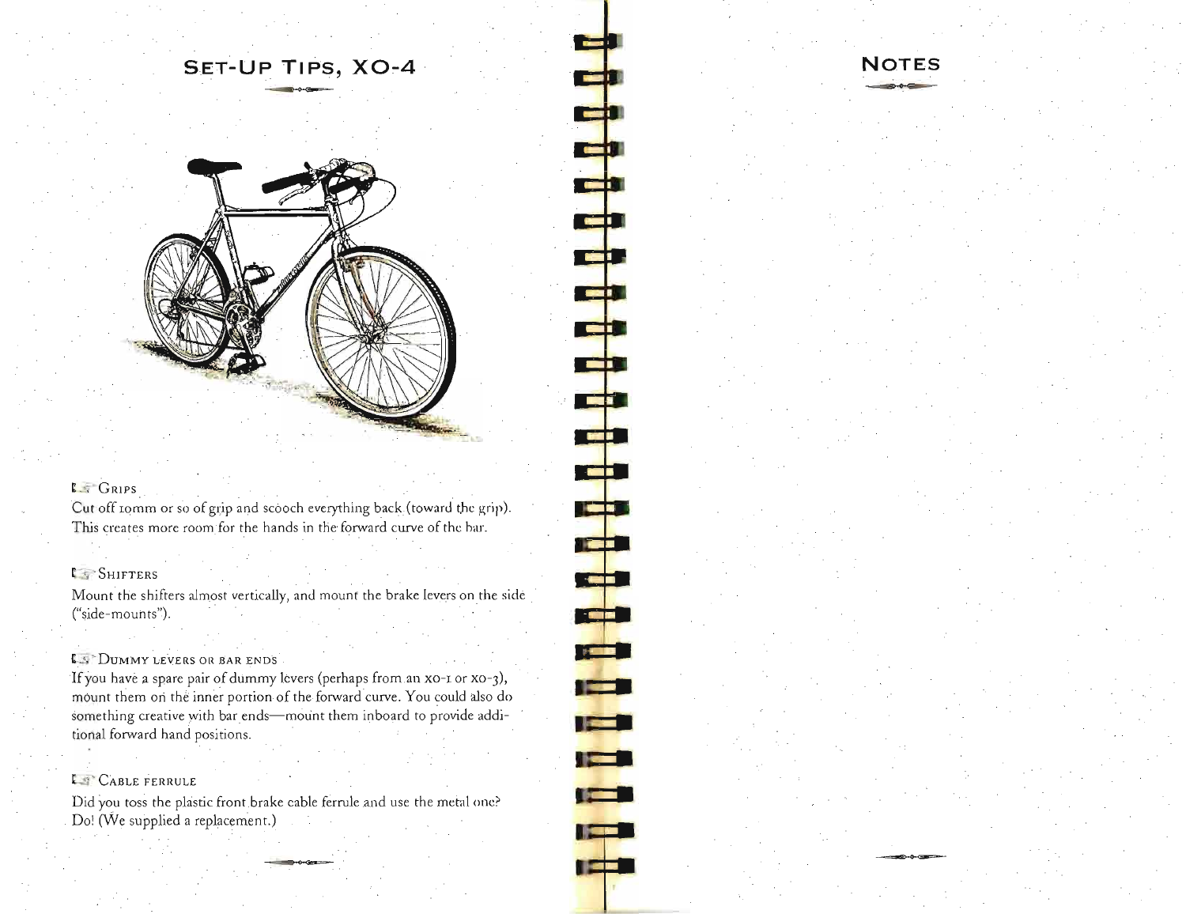# Set-Up Tips, XO-4

### Grips

Cut off 10mm or so of grip and scooch everything back (toward the grip). This creates more room for the hands in the forward curve of the bar.

### Shifters

Mount the shifters almost vertically, and mount the brake levers on the side ("side-mounts").

### Dummy levers or bar ends

If you have a spare pair of dummy levers (perhaps from an XO-1 or XO-3), mount them on the inner portion of the forward curve. You could also do something creative with bar ends—mount them inboard to provide additional forward hand positions.

### Cable ferrule

Did you toss the plastic front brake cable ferrule and use the metal one? Do! (We supplied a replacement.)

# Notes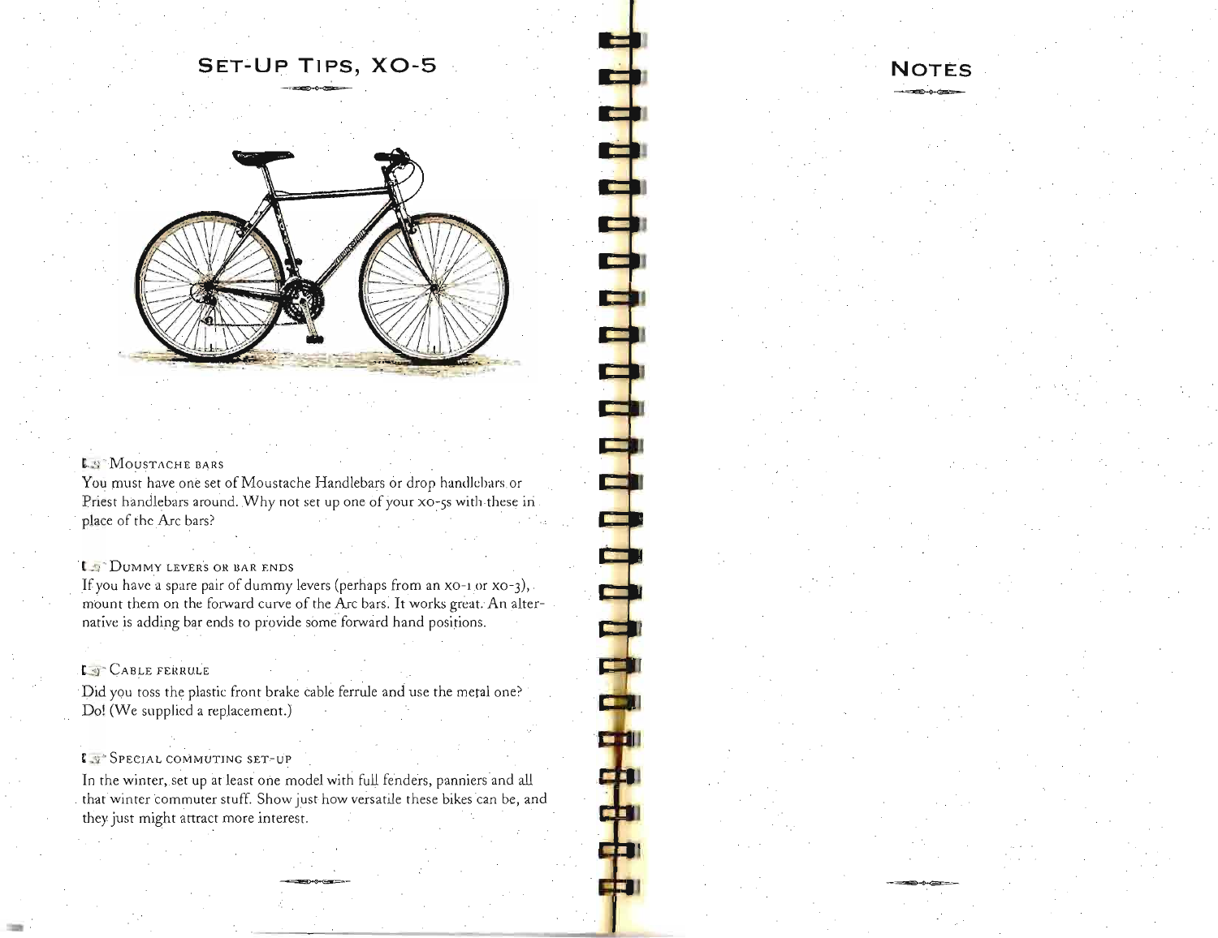## Set-Up Tips, XO-5

### Moustache bars

You must have one set of Moustache Handlebars or drop handlebars or Priest handlebars around. Why not set up one of your xo-5s with these in place of the Arc bars?

### Dummy levers or bar ends

If you have a spare pair of dummy levers (perhaps from an xo-1 or xo-3), mount them on the forward curve of the Arc bars. It works great. An alternative is adding bar ends to provide some forward hand positions.

### Cable ferrule

Did you toss the plastic front brake cable ferrule and use the metal one? Do! (We supplied a replacement.)

### Special commuting set-up

In the winter, set up at least one model with full fenders, panniers and all that winter commuter stuff. Show just how versatile these bikes can be, and they just might attract more interest.

## Notes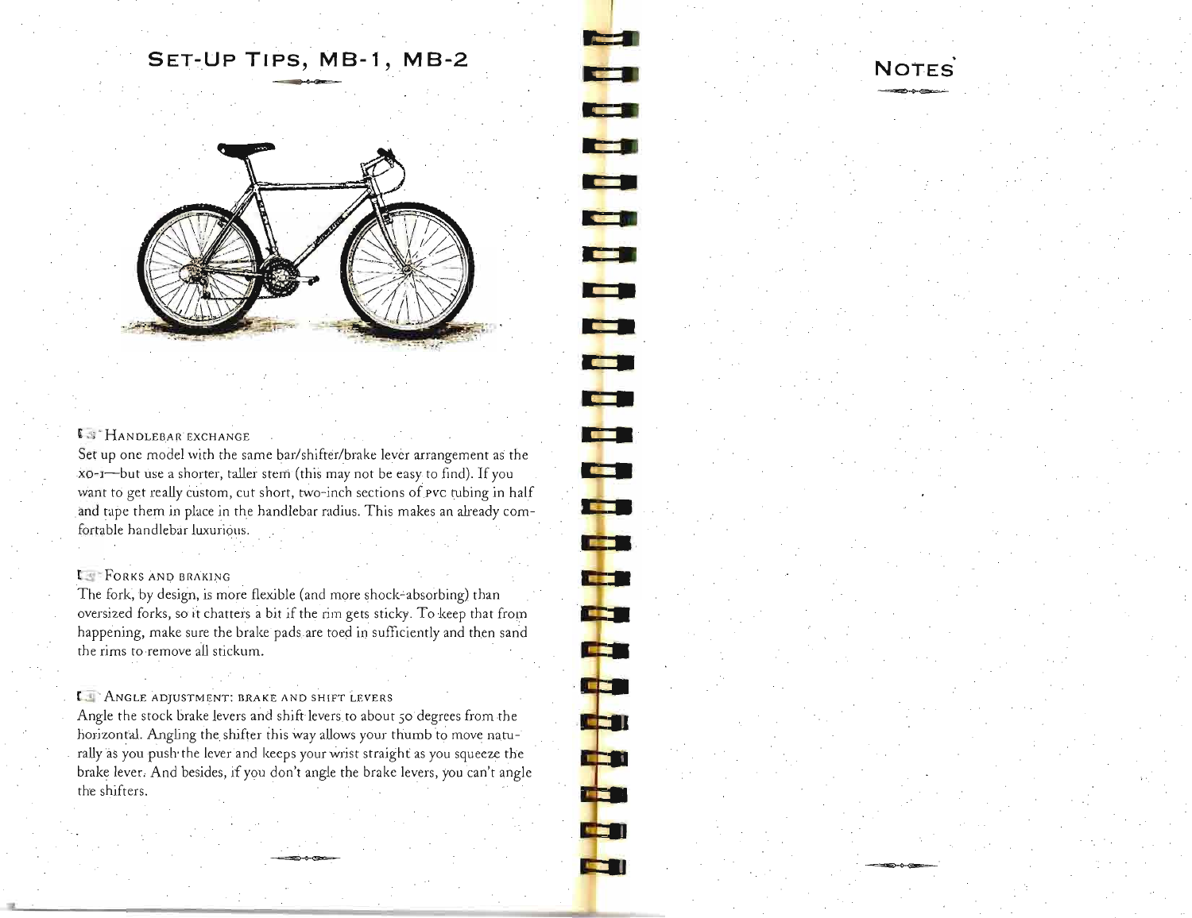# SET-UP TIPS, MB-1, MB-2

### HANDLEBAR EXCHANGE

Set up one model with the same bar/shifter/brake lever arrangement as the XO-1—but use a shorter, taller stem (this may not be easy to find). If you want to get really custom, cut short, two-inch sections of PVC tubing in half and tape them in place in the handlebar radius. This makes an already comfortable handlebar luxurious.

### FORKS AND BRAKING

The fork, by design, is more flexible (and more shock-absorbing) than oversized forks, so it chatters a bit if the rim gets sticky. To keep that from happening, make sure the brake pads are toed in sufficiently and then sand the rims to remove all stickum.

### ANGLE ADJUSTMENT: BRAKE AND SHIFT LEVERS

Angle the stock brake levers and shift levers to about 50 degrees from the horizontal. Angling the shifter this way allows your thumb to move naturally as you push the lever and keeps your wrist straight as you squeeze the brake lever. And besides, if you don't angle the brake levers, you can't angle the shifters.

# NOTES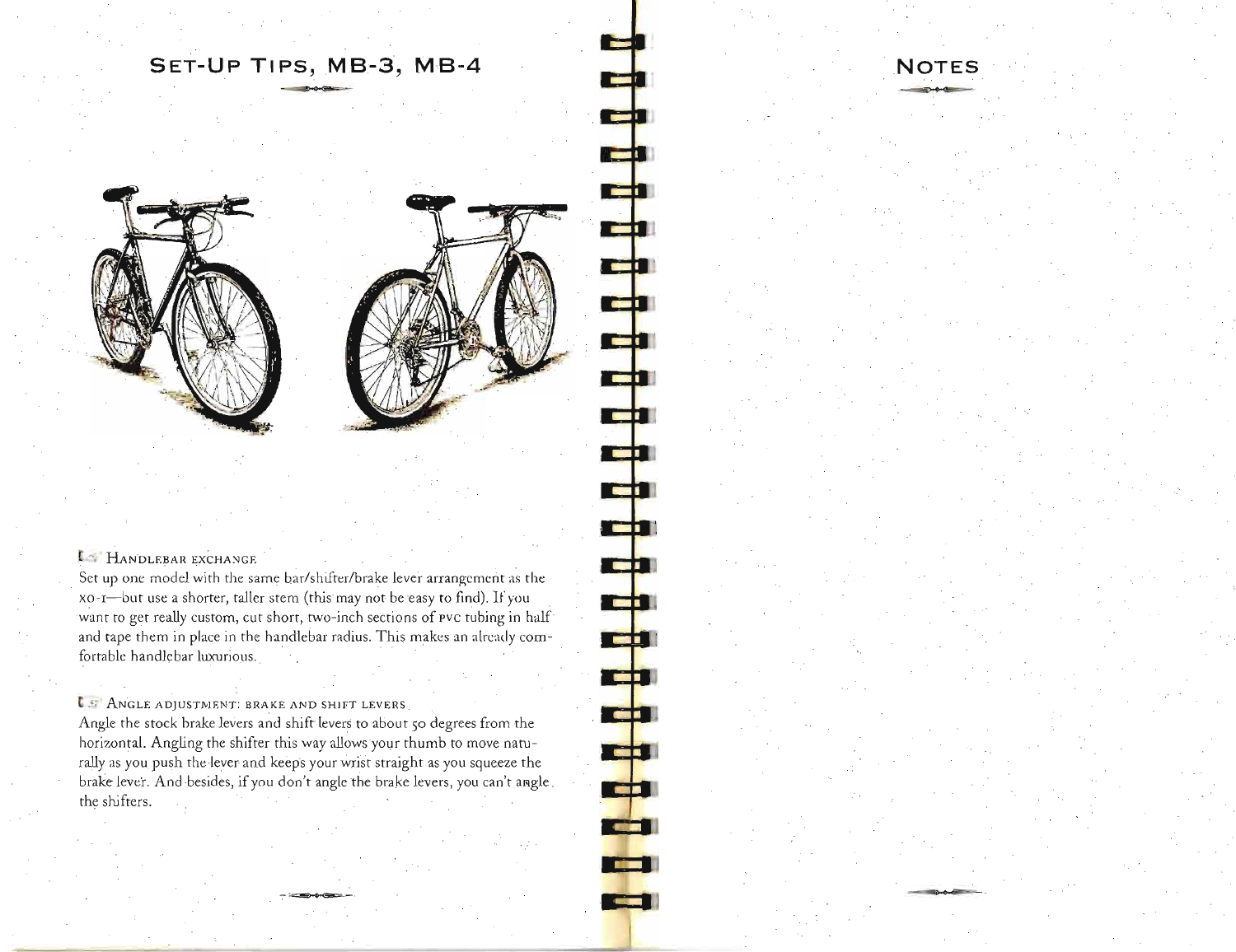## Set-Up Tips, MB-3, MB-4

### Handlebar exchange

Set up one model with the same bar/shifter/brake lever arrangement as the XO-1—but use a shorter, taller stem (this may not be easy to find). If you want to get really custom, cut short, two-inch sections of PVC tubing in half and tape them in place in the handlebar radius. This makes an already comfortable handlebar luxurious.

### Angle adjustment: brake and shift levers

Angle the stock brake levers and shift levers to about 50 degrees from the horizontal. Angling the shifter this way allows your thumb to move naturally as you push the lever and keeps your wrist straight as you squeeze the brake lever. And besides, if you don't angle the brake levers, you can't angle the shifters.

## Notes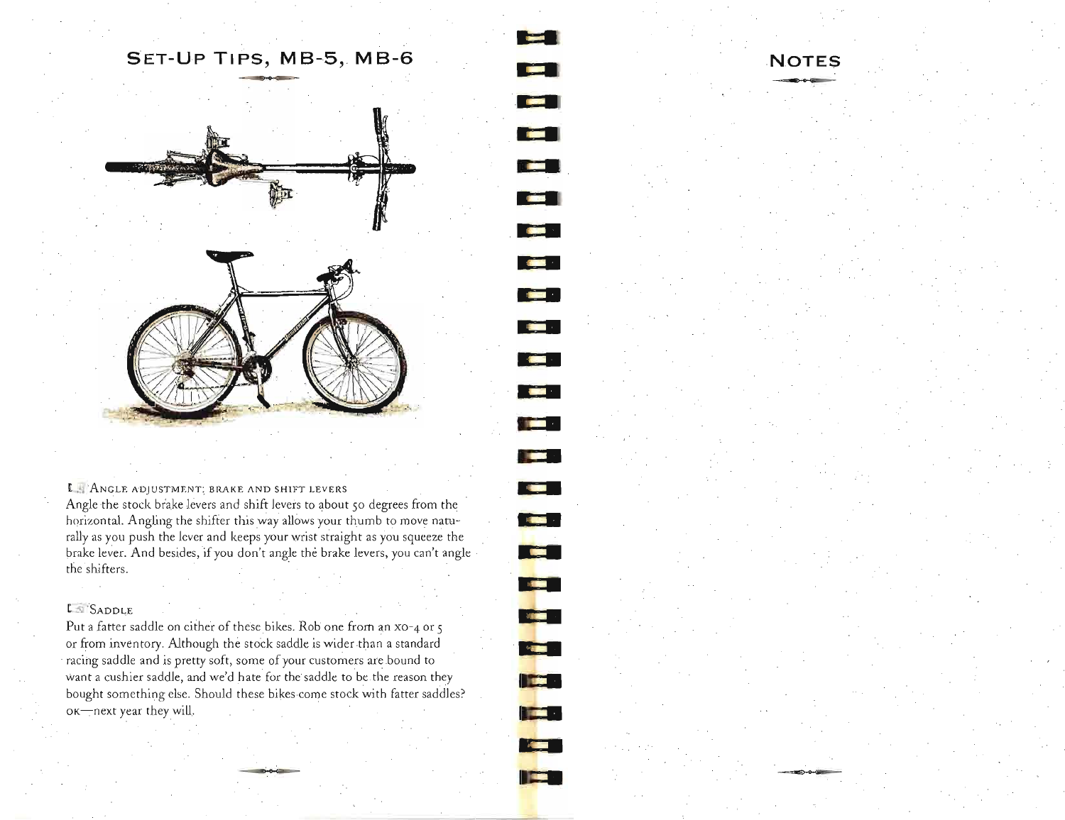## Set-Up Tips, MB-5, MB-6

### Angle adjustment: brake and shift levers

Angle the stock brake levers and shift levers to about 50 degrees from the horizontal. Angling the shifter this way allows your thumb to move naturally as you push the lever and keeps your wrist straight as you squeeze the brake lever. And besides, if you don't angle the brake levers, you can't angle the shifters.

### Saddle

Put a fatter saddle on either of these bikes. Rob one from an XO-4 or 5 or from inventory. Although the stock saddle is wider than a standard racing saddle and is pretty soft, some of your customers are bound to want a cushier saddle, and we'd hate for the saddle to be the reason they bought something else. Should these bikes come stock with fatter saddles? OK—next year they will.

## Notes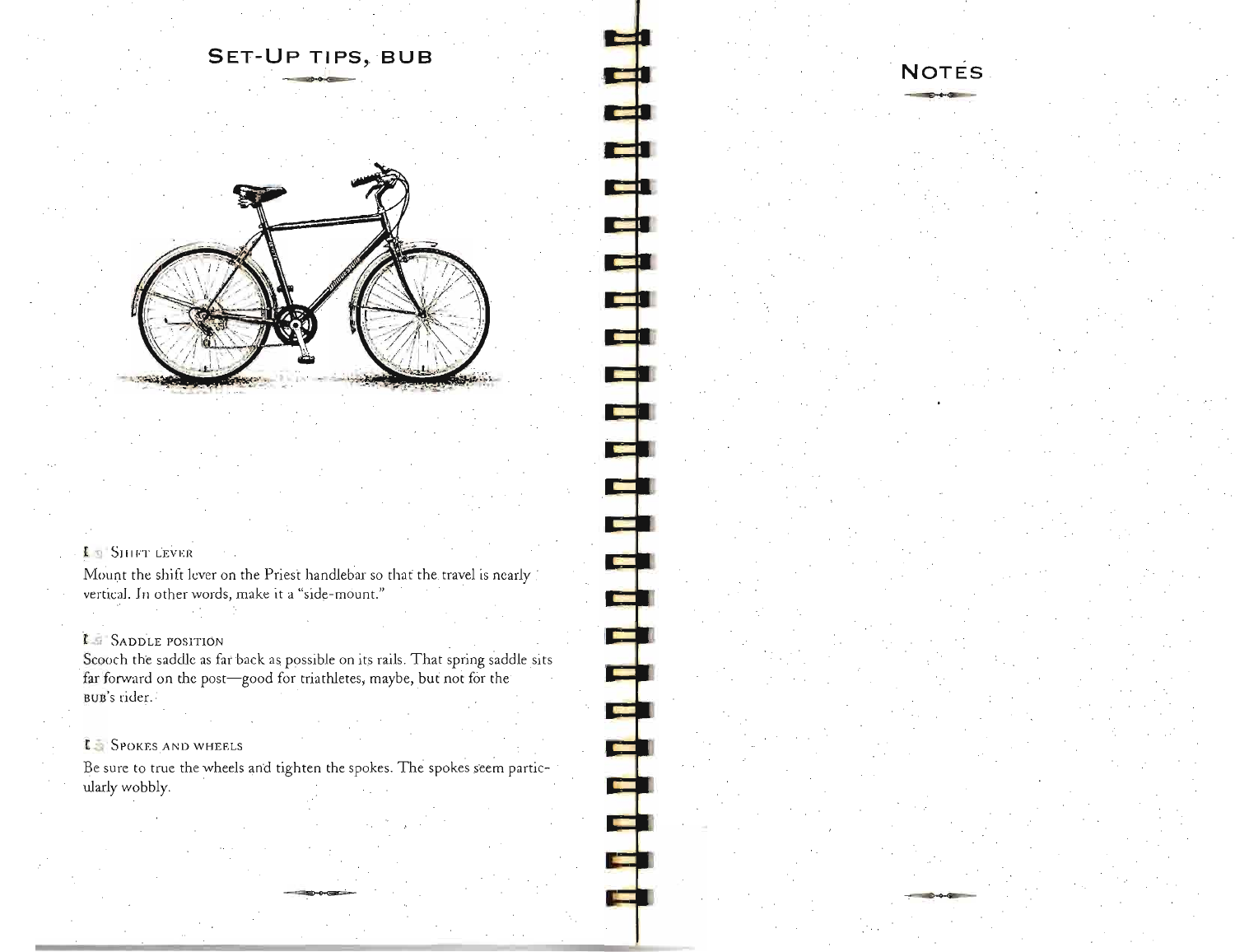## Set-Up tips, bub

**Shift lever**

Mount the shift lever on the Priest handlebar so that the travel is nearly vertical. In other words, make it a "side-mount."

**Saddle position**

Scooch the saddle as far back as possible on its rails. That spring saddle sits far forward on the post—good for triathletes, maybe, but not for the BUB's rider.

**Spokes and wheels**

Be sure to true the wheels and tighten the spokes. The spokes seem particularly wobbly.

## Notes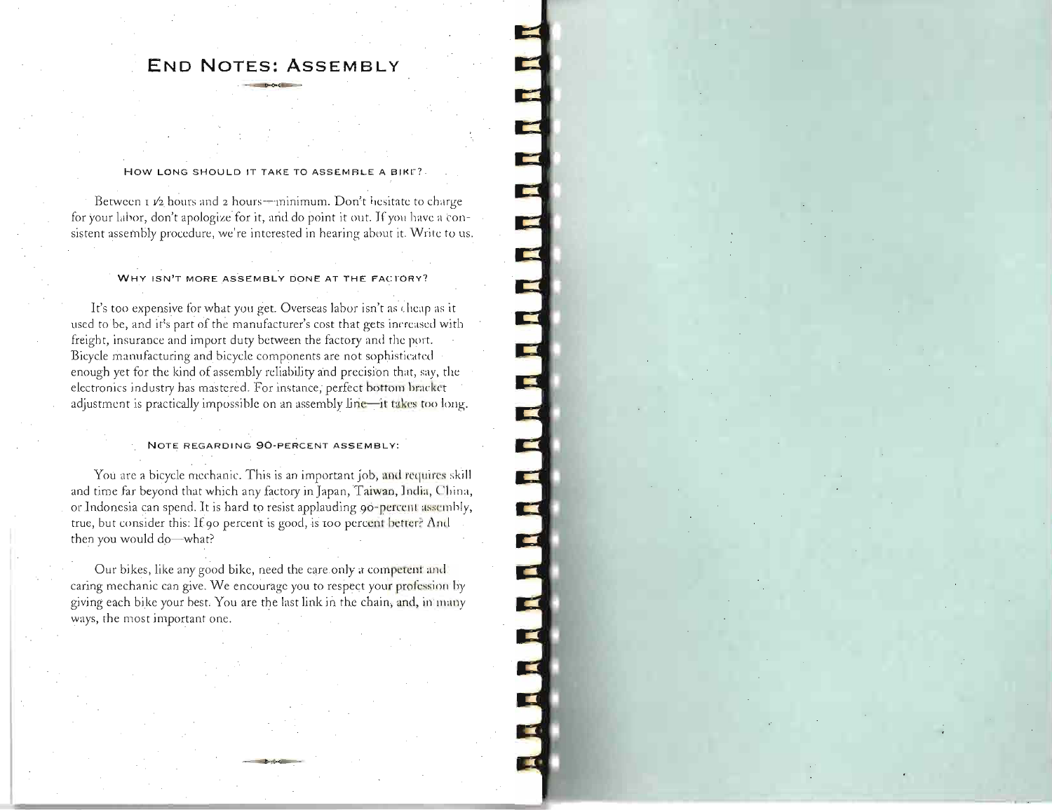# End Notes: Assembly

### How long should it take to assemble a bike?

Between 1 ½ hours and 2 hours—minimum. Don't hesitate to charge for your labor, don't apologize for it, and do point it out. If you have a consistent assembly procedure, we're interested in hearing about it. Write to us.

### Why isn't more assembly done at the factory?

It's too expensive for what you get. Overseas labor isn't as cheap as it used to be, and it's part of the manufacturer's cost that gets increased with freight, insurance and import duty between the factory and the port. Bicycle manufacturing and bicycle components are not sophisticated enough yet for the kind of assembly reliability and precision that, say, the electronics industry has mastered. For instance, perfect bottom bracket adjustment is practically impossible on an assembly line—it takes too long.

### Note regarding 90-percent assembly:

You are a bicycle mechanic. This is an important job, and requires skill and time far beyond that which any factory in Japan, Taiwan, India, China, or Indonesia can spend. It is hard to resist applauding 90-percent assembly, true, but consider this: If 90 percent is good, is 100 percent better? And then you would do—what?

Our bikes, like any good bike, need the care only a competent and caring mechanic can give. We encourage you to respect your profession by giving each bike your best. You are the last link in the chain, and, in many ways, the most important one.